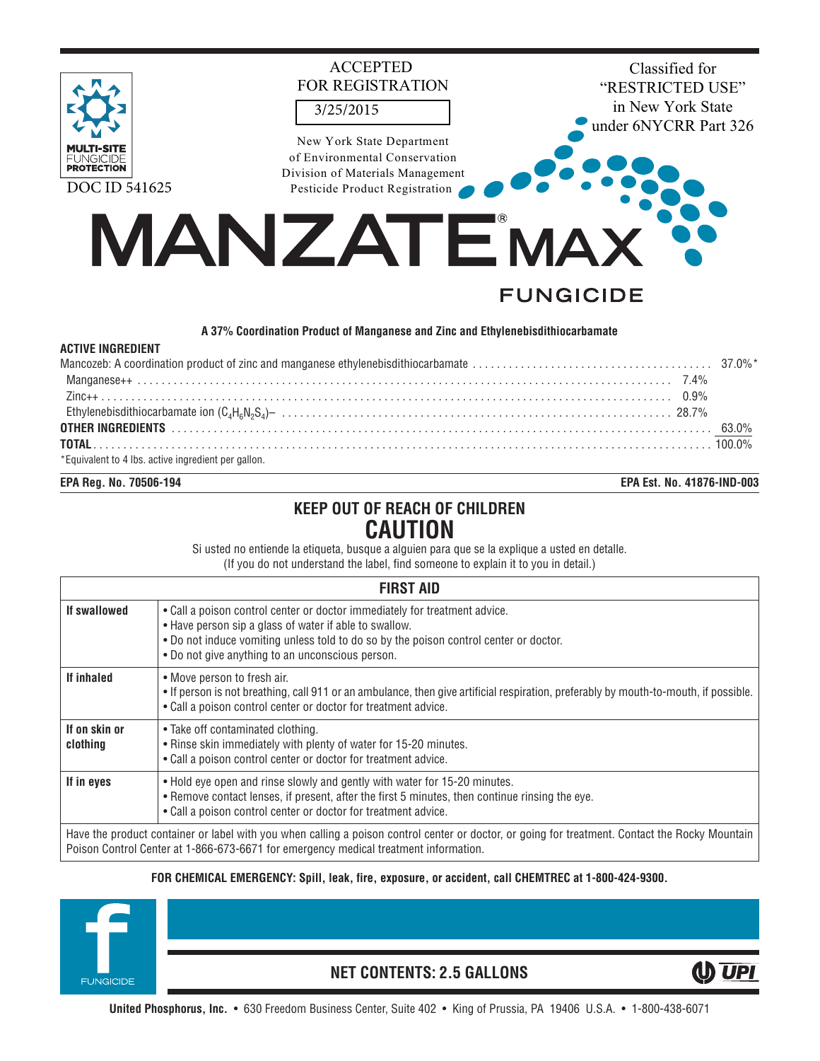MULTI-SITE FUNGICIDE PROTECTION

DOC ID 541625

ACCEPTED FOR REGISTRATION

3/25/2015

New York State Department of Environmental Conservation
Division of Materials Management
Pesticide Product Registration

Classified for "RESTRICTED USE" in New York State under 6NYCRR Part 326

# MANZATE® MAX

## FUNGICIDE

**A 37% Coordination Product of Manganese and Zinc and Ethylenebisdithiocarbamate**

**ACTIVE INGREDIENT**

| | | |
|---|---|---|
| Mancozeb: A coordination product of zinc and manganese ethylenebisdithiocarbamate | | 37.0%* |
| Manganese++ | 7.4% | |
| Zinc++ | 0.9% | |
| Ethylenebisdithiocarbamate ion $(C_4H_6N_2S_4)^-$ | 28.7% | |
| **OTHER INGREDIENTS** | | 63.0% |
| **TOTAL** | | 100.0% |

*Equivalent to 4 lbs. active ingredient per gallon.

**EPA Reg. No. 70506-194** **EPA Est. No. 41876-IND-003**

## KEEP OUT OF REACH OF CHILDREN
## CAUTION

Si usted no entiende la etiqueta, busque a alguien para que se la explique a usted en detalle.
(If you do not understand the label, find someone to explain it to you in detail.)

| FIRST AID | |
|---|---|
| **If swallowed** | • Call a poison control center or doctor immediately for treatment advice.<br>• Have person sip a glass of water if able to swallow.<br>• Do not induce vomiting unless told to do so by the poison control center or doctor.<br>• Do not give anything to an unconscious person. |
| **If inhaled** | • Move person to fresh air.<br>• If person is not breathing, call 911 or an ambulance, then give artificial respiration, preferably by mouth-to-mouth, if possible.<br>• Call a poison control center or doctor for treatment advice. |
| **If on skin or clothing** | • Take off contaminated clothing.<br>• Rinse skin immediately with plenty of water for 15-20 minutes.<br>• Call a poison control center or doctor for treatment advice. |
| **If in eyes** | • Hold eye open and rinse slowly and gently with water for 15-20 minutes.<br>• Remove contact lenses, if present, after the first 5 minutes, then continue rinsing the eye.<br>• Call a poison control center or doctor for treatment advice. |
| Have the product container or label with you when calling a poison control center or doctor, or going for treatment. Contact the Rocky Mountain Poison Control Center at 1-866-673-6671 for emergency medical treatment information. | |

**FOR CHEMICAL EMERGENCY: Spill, leak, fire, exposure, or accident, call CHEMTREC at 1-800-424-9300.**

FUNGICIDE

**NET CONTENTS: 2.5 GALLONS**

UPI

**United Phosphorus, Inc.** • 630 Freedom Business Center, Suite 402 • King of Prussia, PA 19406 U.S.A. • 1-800-438-6071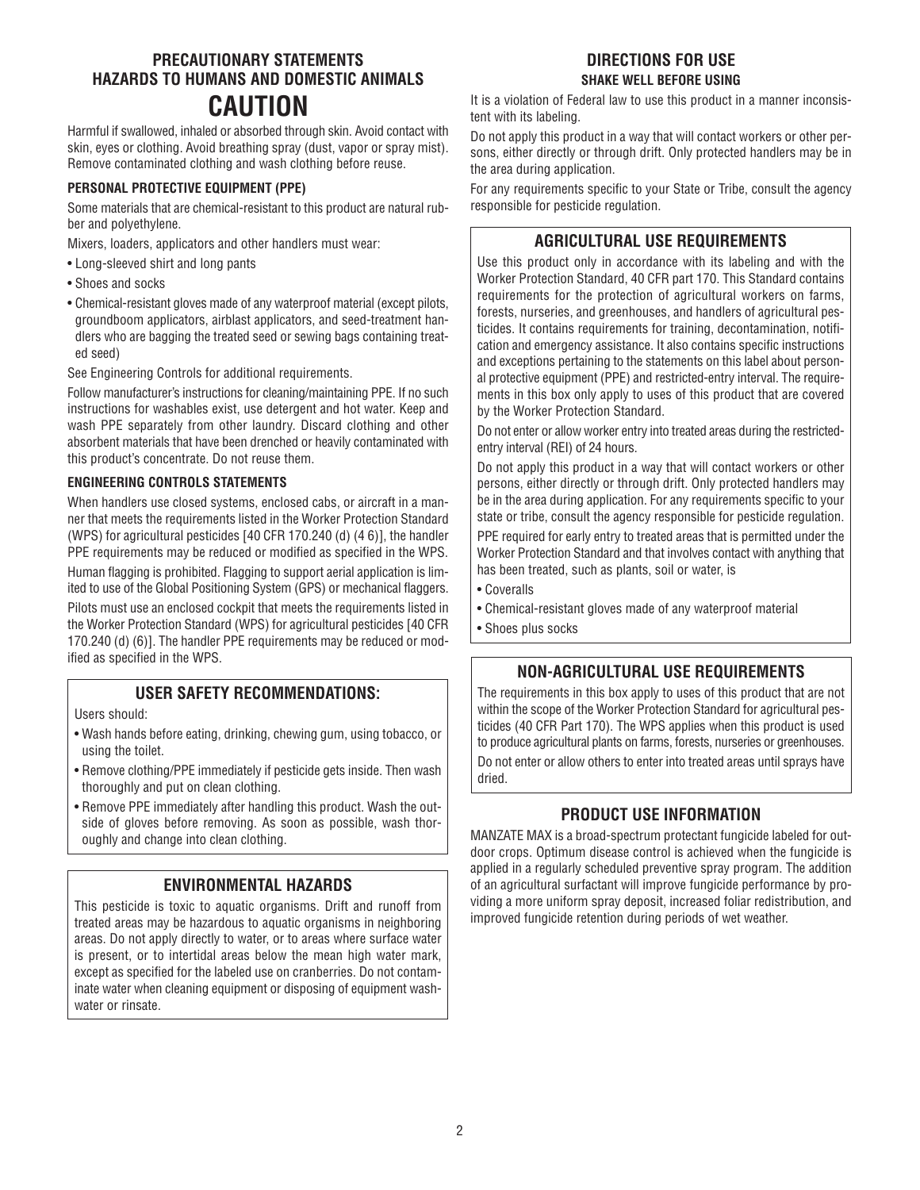## PRECAUTIONARY STATEMENTS
## HAZARDS TO HUMANS AND DOMESTIC ANIMALS
# CAUTION

Harmful if swallowed, inhaled or absorbed through skin. Avoid contact with skin, eyes or clothing. Avoid breathing spray (dust, vapor or spray mist). Remove contaminated clothing and wash clothing before reuse.

### PERSONAL PROTECTIVE EQUIPMENT (PPE)

Some materials that are chemical-resistant to this product are natural rubber and polyethylene.

Mixers, loaders, applicators and other handlers must wear:

- Long-sleeved shirt and long pants
- Shoes and socks
- Chemical-resistant gloves made of any waterproof material (except pilots, groundboom applicators, airblast applicators, and seed-treatment handlers who are bagging the treated seed or sewing bags containing treated seed)

See Engineering Controls for additional requirements.

Follow manufacturer's instructions for cleaning/maintaining PPE. If no such instructions for washables exist, use detergent and hot water. Keep and wash PPE separately from other laundry. Discard clothing and other absorbent materials that have been drenched or heavily contaminated with this product's concentrate. Do not reuse them.

### ENGINEERING CONTROLS STATEMENTS

When handlers use closed systems, enclosed cabs, or aircraft in a manner that meets the requirements listed in the Worker Protection Standard (WPS) for agricultural pesticides [40 CFR 170.240 (d) (4 6)], the handler PPE requirements may be reduced or modified as specified in the WPS.

Human flagging is prohibited. Flagging to support aerial application is limited to use of the Global Positioning System (GPS) or mechanical flaggers.

Pilots must use an enclosed cockpit that meets the requirements listed in the Worker Protection Standard (WPS) for agricultural pesticides [40 CFR 170.240 (d) (6)]. The handler PPE requirements may be reduced or modified as specified in the WPS.

## USER SAFETY RECOMMENDATIONS:

Users should:

- Wash hands before eating, drinking, chewing gum, using tobacco, or using the toilet.
- Remove clothing/PPE immediately if pesticide gets inside. Then wash thoroughly and put on clean clothing.
- Remove PPE immediately after handling this product. Wash the outside of gloves before removing. As soon as possible, wash thoroughly and change into clean clothing.

## ENVIRONMENTAL HAZARDS

This pesticide is toxic to aquatic organisms. Drift and runoff from treated areas may be hazardous to aquatic organisms in neighboring areas. Do not apply directly to water, or to areas where surface water is present, or to intertidal areas below the mean high water mark, except as specified for the labeled use on cranberries. Do not contaminate water when cleaning equipment or disposing of equipment washwater or rinsate.

## DIRECTIONS FOR USE
### SHAKE WELL BEFORE USING

It is a violation of Federal law to use this product in a manner inconsistent with its labeling.

Do not apply this product in a way that will contact workers or other persons, either directly or through drift. Only protected handlers may be in the area during application.

For any requirements specific to your State or Tribe, consult the agency responsible for pesticide regulation.

## AGRICULTURAL USE REQUIREMENTS

Use this product only in accordance with its labeling and with the Worker Protection Standard, 40 CFR part 170. This Standard contains requirements for the protection of agricultural workers on farms, forests, nurseries, and greenhouses, and handlers of agricultural pesticides. It contains requirements for training, decontamination, notification and emergency assistance. It also contains specific instructions and exceptions pertaining to the statements on this label about personal protective equipment (PPE) and restricted-entry interval. The requirements in this box only apply to uses of this product that are covered by the Worker Protection Standard.

Do not enter or allow worker entry into treated areas during the restricted-entry interval (REI) of 24 hours.

Do not apply this product in a way that will contact workers or other persons, either directly or through drift. Only protected handlers may be in the area during application. For any requirements specific to your state or tribe, consult the agency responsible for pesticide regulation.

PPE required for early entry to treated areas that is permitted under the Worker Protection Standard and that involves contact with anything that has been treated, such as plants, soil or water, is

- Coveralls
- Chemical-resistant gloves made of any waterproof material
- Shoes plus socks

## NON-AGRICULTURAL USE REQUIREMENTS

The requirements in this box apply to uses of this product that are not within the scope of the Worker Protection Standard for agricultural pesticides (40 CFR Part 170). The WPS applies when this product is used to produce agricultural plants on farms, forests, nurseries or greenhouses.

Do not enter or allow others to enter into treated areas until sprays have dried.

## PRODUCT USE INFORMATION

MANZATE MAX is a broad-spectrum protectant fungicide labeled for outdoor crops. Optimum disease control is achieved when the fungicide is applied in a regularly scheduled preventive spray program. The addition of an agricultural surfactant will improve fungicide performance by providing a more uniform spray deposit, increased foliar redistribution, and improved fungicide retention during periods of wet weather.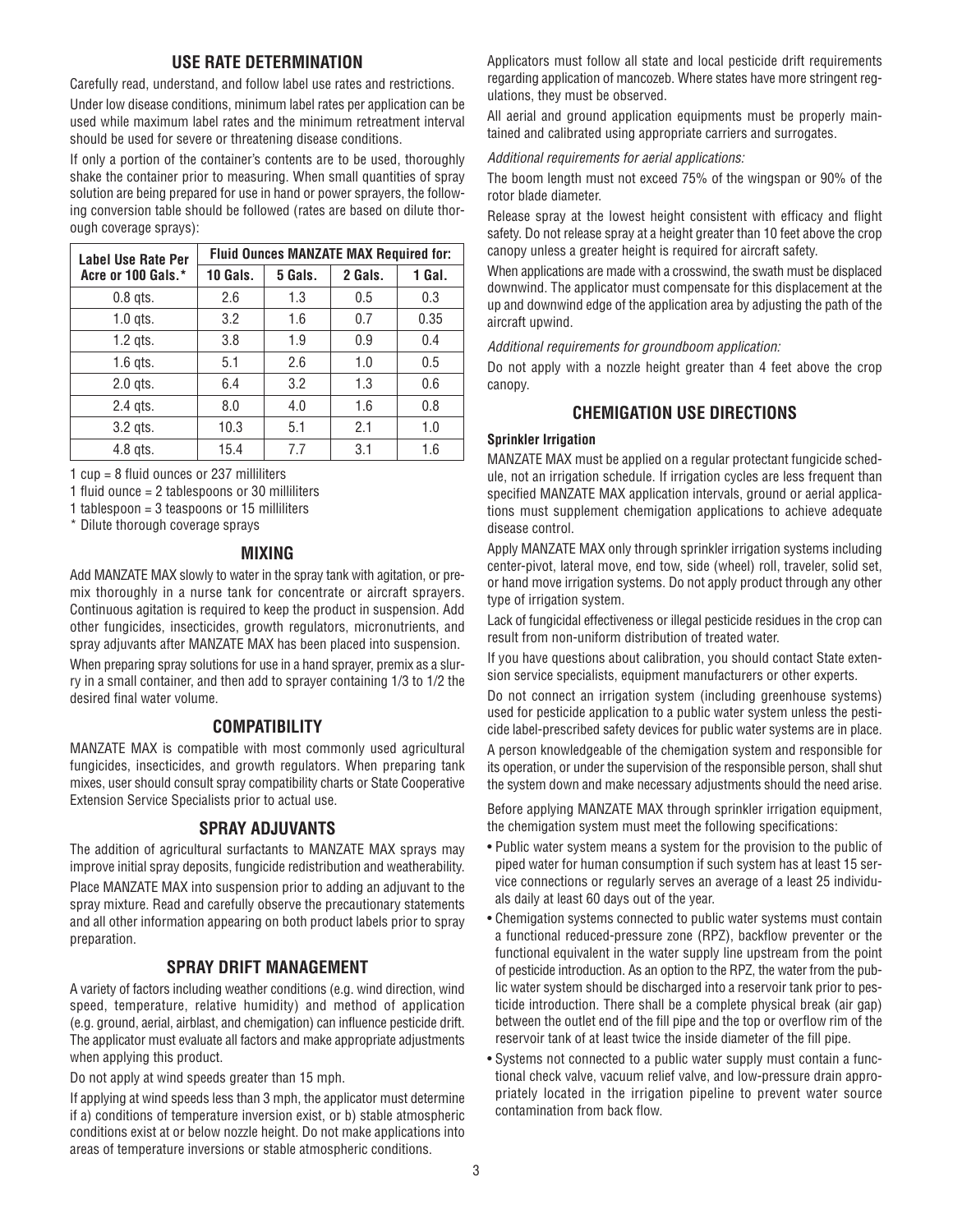## USE RATE DETERMINATION

Carefully read, understand, and follow label use rates and restrictions.

Under low disease conditions, minimum label rates per application can be used while maximum label rates and the minimum retreatment interval should be used for severe or threatening disease conditions.

If only a portion of the container's contents are to be used, thoroughly shake the container prior to measuring. When small quantities of spray solution are being prepared for use in hand or power sprayers, the following conversion table should be followed (rates are based on dilute thorough coverage sprays):

| Label Use Rate Per Acre or 100 Gals.* | Fluid Ounces MANZATE MAX Required for: | | | |
|---|---|---|---|---|
| | 10 Gals. | 5 Gals. | 2 Gals. | 1 Gal. |
| 0.8 qts. | 2.6 | 1.3 | 0.5 | 0.3 |
| 1.0 qts. | 3.2 | 1.6 | 0.7 | 0.35 |
| 1.2 qts. | 3.8 | 1.9 | 0.9 | 0.4 |
| 1.6 qts. | 5.1 | 2.6 | 1.0 | 0.5 |
| 2.0 qts. | 6.4 | 3.2 | 1.3 | 0.6 |
| 2.4 qts. | 8.0 | 4.0 | 1.6 | 0.8 |
| 3.2 qts. | 10.3 | 5.1 | 2.1 | 1.0 |
| 4.8 qts. | 15.4 | 7.7 | 3.1 | 1.6 |

1 cup = 8 fluid ounces or 237 milliliters

1 fluid ounce = 2 tablespoons or 30 milliliters

1 tablespoon = 3 teaspoons or 15 milliliters

\* Dilute thorough coverage sprays

## MIXING

Add MANZATE MAX slowly to water in the spray tank with agitation, or premix thoroughly in a nurse tank for concentrate or aircraft sprayers. Continuous agitation is required to keep the product in suspension. Add other fungicides, insecticides, growth regulators, micronutrients, and spray adjuvants after MANZATE MAX has been placed into suspension.

When preparing spray solutions for use in a hand sprayer, premix as a slurry in a small container, and then add to sprayer containing 1/3 to 1/2 the desired final water volume.

## COMPATIBILITY

MANZATE MAX is compatible with most commonly used agricultural fungicides, insecticides, and growth regulators. When preparing tank mixes, user should consult spray compatibility charts or State Cooperative Extension Service Specialists prior to actual use.

## SPRAY ADJUVANTS

The addition of agricultural surfactants to MANZATE MAX sprays may improve initial spray deposits, fungicide redistribution and weatherability.

Place MANZATE MAX into suspension prior to adding an adjuvant to the spray mixture. Read and carefully observe the precautionary statements and all other information appearing on both product labels prior to spray preparation.

## SPRAY DRIFT MANAGEMENT

A variety of factors including weather conditions (e.g. wind direction, wind speed, temperature, relative humidity) and method of application (e.g. ground, aerial, airblast, and chemigation) can influence pesticide drift. The applicator must evaluate all factors and make appropriate adjustments when applying this product.

Do not apply at wind speeds greater than 15 mph.

If applying at wind speeds less than 3 mph, the applicator must determine if a) conditions of temperature inversion exist, or b) stable atmospheric conditions exist at or below nozzle height. Do not make applications into areas of temperature inversions or stable atmospheric conditions.

Applicators must follow all state and local pesticide drift requirements regarding application of mancozeb. Where states have more stringent regulations, they must be observed.

All aerial and ground application equipments must be properly maintained and calibrated using appropriate carriers and surrogates.

*Additional requirements for aerial applications:*

The boom length must not exceed 75% of the wingspan or 90% of the rotor blade diameter.

Release spray at the lowest height consistent with efficacy and flight safety. Do not release spray at a height greater than 10 feet above the crop canopy unless a greater height is required for aircraft safety.

When applications are made with a crosswind, the swath must be displaced downwind. The applicator must compensate for this displacement at the up and downwind edge of the application area by adjusting the path of the aircraft upwind.

*Additional requirements for groundboom application:*

Do not apply with a nozzle height greater than 4 feet above the crop canopy.

## CHEMIGATION USE DIRECTIONS

**Sprinkler Irrigation**

MANZATE MAX must be applied on a regular protectant fungicide schedule, not an irrigation schedule. If irrigation cycles are less frequent than specified MANZATE MAX application intervals, ground or aerial applications must supplement chemigation applications to achieve adequate disease control.

Apply MANZATE MAX only through sprinkler irrigation systems including center-pivot, lateral move, end tow, side (wheel) roll, traveler, solid set, or hand move irrigation systems. Do not apply product through any other type of irrigation system.

Lack of fungicidal effectiveness or illegal pesticide residues in the crop can result from non-uniform distribution of treated water.

If you have questions about calibration, you should contact State extension service specialists, equipment manufacturers or other experts.

Do not connect an irrigation system (including greenhouse systems) used for pesticide application to a public water system unless the pesticide label-prescribed safety devices for public water systems are in place.

A person knowledgeable of the chemigation system and responsible for its operation, or under the supervision of the responsible person, shall shut the system down and make necessary adjustments should the need arise.

Before applying MANZATE MAX through sprinkler irrigation equipment, the chemigation system must meet the following specifications:

- Public water system means a system for the provision to the public of piped water for human consumption if such system has at least 15 service connections or regularly serves an average of a least 25 individuals daily at least 60 days out of the year.
- Chemigation systems connected to public water systems must contain a functional reduced-pressure zone (RPZ), backflow preventer or the functional equivalent in the water supply line upstream from the point of pesticide introduction. As an option to the RPZ, the water from the public water system should be discharged into a reservoir tank prior to pesticide introduction. There shall be a complete physical break (air gap) between the outlet end of the fill pipe and the top or overflow rim of the reservoir tank of at least twice the inside diameter of the fill pipe.
- Systems not connected to a public water supply must contain a functional check valve, vacuum relief valve, and low-pressure drain appropriately located in the irrigation pipeline to prevent water source contamination from back flow.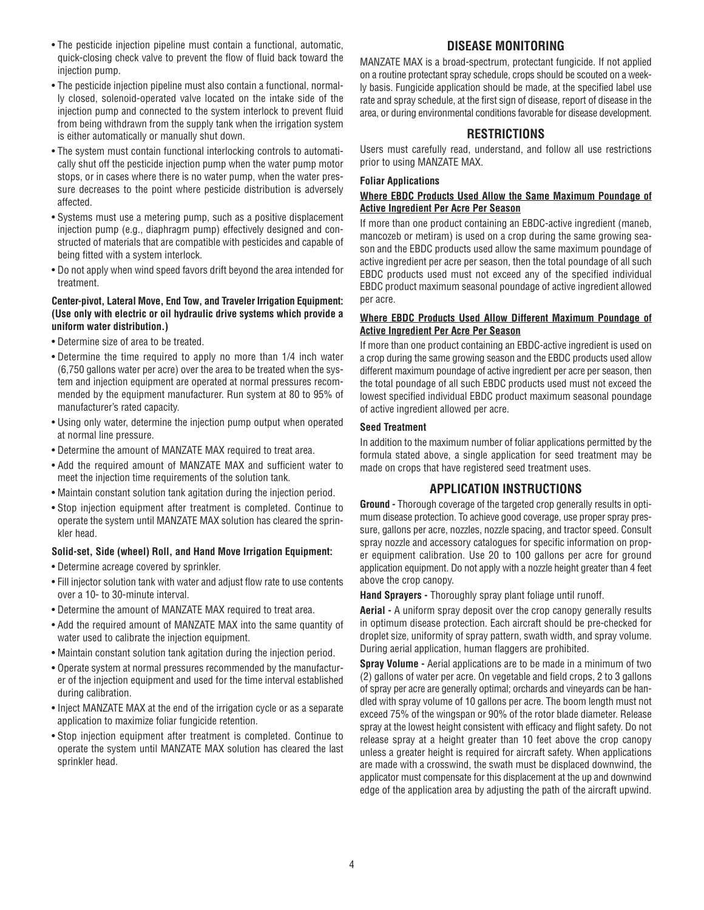- The pesticide injection pipeline must contain a functional, automatic, quick-closing check valve to prevent the flow of fluid back toward the injection pump.
- The pesticide injection pipeline must also contain a functional, normally closed, solenoid-operated valve located on the intake side of the injection pump and connected to the system interlock to prevent fluid from being withdrawn from the supply tank when the irrigation system is either automatically or manually shut down.
- The system must contain functional interlocking controls to automatically shut off the pesticide injection pump when the water pump motor stops, or in cases where there is no water pump, when the water pressure decreases to the point where pesticide distribution is adversely affected.
- Systems must use a metering pump, such as a positive displacement injection pump (e.g., diaphragm pump) effectively designed and constructed of materials that are compatible with pesticides and capable of being fitted with a system interlock.
- Do not apply when wind speed favors drift beyond the area intended for treatment.

**Center-pivot, Lateral Move, End Tow, and Traveler Irrigation Equipment: (Use only with electric or oil hydraulic drive systems which provide a uniform water distribution.)**

- Determine size of area to be treated.
- Determine the time required to apply no more than 1/4 inch water (6,750 gallons water per acre) over the area to be treated when the system and injection equipment are operated at normal pressures recommended by the equipment manufacturer. Run system at 80 to 95% of manufacturer's rated capacity.
- Using only water, determine the injection pump output when operated at normal line pressure.
- Determine the amount of MANZATE MAX required to treat area.
- Add the required amount of MANZATE MAX and sufficient water to meet the injection time requirements of the solution tank.
- Maintain constant solution tank agitation during the injection period.
- Stop injection equipment after treatment is completed. Continue to operate the system until MANZATE MAX solution has cleared the sprinkler head.

**Solid-set, Side (wheel) Roll, and Hand Move Irrigation Equipment:**

- Determine acreage covered by sprinkler.
- Fill injector solution tank with water and adjust flow rate to use contents over a 10- to 30-minute interval.
- Determine the amount of MANZATE MAX required to treat area.
- Add the required amount of MANZATE MAX into the same quantity of water used to calibrate the injection equipment.
- Maintain constant solution tank agitation during the injection period.
- Operate system at normal pressures recommended by the manufacturer of the injection equipment and used for the time interval established during calibration.
- Inject MANZATE MAX at the end of the irrigation cycle or as a separate application to maximize foliar fungicide retention.
- Stop injection equipment after treatment is completed. Continue to operate the system until MANZATE MAX solution has cleared the last sprinkler head.

## DISEASE MONITORING

MANZATE MAX is a broad-spectrum, protectant fungicide. If not applied on a routine protectant spray schedule, crops should be scouted on a weekly basis. Fungicide application should be made, at the specified label use rate and spray schedule, at the first sign of disease, report of disease in the area, or during environmental conditions favorable for disease development.

## RESTRICTIONS

Users must carefully read, understand, and follow all use restrictions prior to using MANZATE MAX.

**Foliar Applications**

**Where EBDC Products Used Allow the Same Maximum Poundage of Active Ingredient Per Acre Per Season**

If more than one product containing an EBDC-active ingredient (maneb, mancozeb or metiram) is used on a crop during the same growing season and the EBDC products used allow the same maximum poundage of active ingredient per acre per season, then the total poundage of all such EBDC products used must not exceed any of the specified individual EBDC product maximum seasonal poundage of active ingredient allowed per acre.

**Where EBDC Products Used Allow Different Maximum Poundage of Active Ingredient Per Acre Per Season**

If more than one product containing an EBDC-active ingredient is used on a crop during the same growing season and the EBDC products used allow different maximum poundage of active ingredient per acre per season, then the total poundage of all such EBDC products used must not exceed the lowest specified individual EBDC product maximum seasonal poundage of active ingredient allowed per acre.

**Seed Treatment**

In addition to the maximum number of foliar applications permitted by the formula stated above, a single application for seed treatment may be made on crops that have registered seed treatment uses.

## APPLICATION INSTRUCTIONS

**Ground -** Thorough coverage of the targeted crop generally results in optimum disease protection. To achieve good coverage, use proper spray pressure, gallons per acre, nozzles, nozzle spacing, and tractor speed. Consult spray nozzle and accessory catalogues for specific information on proper equipment calibration. Use 20 to 100 gallons per acre for ground application equipment. Do not apply with a nozzle height greater than 4 feet above the crop canopy.

**Hand Sprayers -** Thoroughly spray plant foliage until runoff.

**Aerial -** A uniform spray deposit over the crop canopy generally results in optimum disease protection. Each aircraft should be pre-checked for droplet size, uniformity of spray pattern, swath width, and spray volume. During aerial application, human flaggers are prohibited.

**Spray Volume -** Aerial applications are to be made in a minimum of two (2) gallons of water per acre. On vegetable and field crops, 2 to 3 gallons of spray per acre are generally optimal; orchards and vineyards can be handled with spray volume of 10 gallons per acre. The boom length must not exceed 75% of the wingspan or 90% of the rotor blade diameter. Release spray at the lowest height consistent with efficacy and flight safety. Do not release spray at a height greater than 10 feet above the crop canopy unless a greater height is required for aircraft safety. When applications are made with a crosswind, the swath must be displaced downwind, the applicator must compensate for this displacement at the up and downwind edge of the application area by adjusting the path of the aircraft upwind.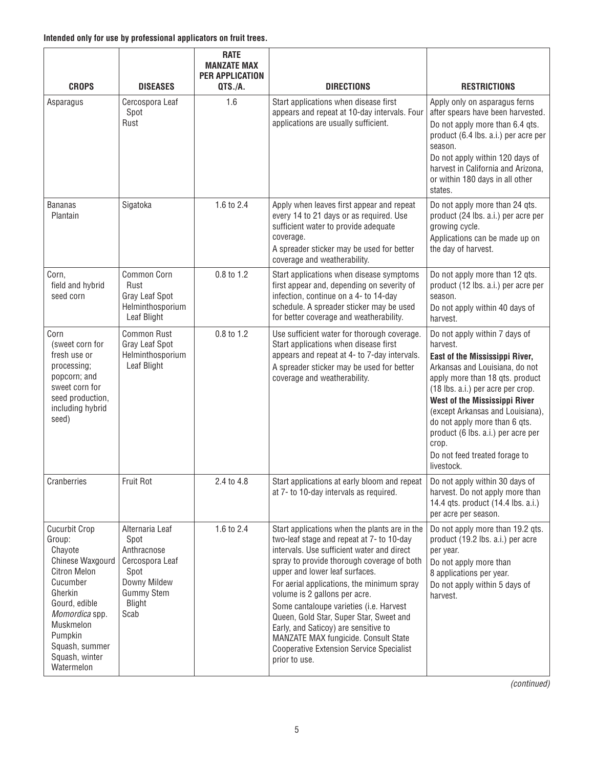**Intended only for use by professional applicators on fruit trees.**

| CROPS | DISEASES | RATE MANZATE MAX PER APPLICATION QTS./A. | DIRECTIONS | RESTRICTIONS |
|---|---|---|---|---|
| Asparagus | Cercospora Leaf Spot<br>Rust | 1.6 | Start applications when disease first appears and repeat at 10-day intervals. Four applications are usually sufficient. | Apply only on asparagus ferns after spears have been harvested.<br>Do not apply more than 6.4 qts. product (6.4 lbs. a.i.) per acre per season.<br>Do not apply within 120 days of harvest in California and Arizona, or within 180 days in all other states. |
| Bananas<br>Plantain | Sigatoka | 1.6 to 2.4 | Apply when leaves first appear and repeat every 14 to 21 days or as required. Use sufficient water to provide adequate coverage.<br>A spreader sticker may be used for better coverage and weatherability. | Do not apply more than 24 qts. product (24 lbs. a.i.) per acre per growing cycle.<br>Applications can be made up on the day of harvest. |
| Corn, field and hybrid seed corn | Common Corn Rust<br>Gray Leaf Spot<br>Helminthosporium Leaf Blight | 0.8 to 1.2 | Start applications when disease symptoms first appear and, depending on severity of infection, continue on a 4- to 14-day schedule. A spreader sticker may be used for better coverage and weatherability. | Do not apply more than 12 qts. product (12 lbs. a.i.) per acre per season.<br>Do not apply within 40 days of harvest. |
| Corn (sweet corn for fresh use or processing; popcorn; and sweet corn for seed production, including hybrid seed) | Common Rust<br>Gray Leaf Spot<br>Helminthosporium Leaf Blight | 0.8 to 1.2 | Use sufficient water for thorough coverage. Start applications when disease first appears and repeat at 4- to 7-day intervals. A spreader sticker may be used for better coverage and weatherability. | Do not apply within 7 days of harvest.<br>**East of the Mississippi River,** Arkansas and Louisiana, do not apply more than 18 qts. product (18 lbs. a.i.) per acre per crop.<br>**West of the Mississippi River** (except Arkansas and Louisiana), do not apply more than 6 qts. product (6 lbs. a.i.) per acre per crop.<br>Do not feed treated forage to livestock. |
| Cranberries | Fruit Rot | 2.4 to 4.8 | Start applications at early bloom and repeat at 7- to 10-day intervals as required. | Do not apply within 30 days of harvest. Do not apply more than 14.4 qts. product (14.4 lbs. a.i.) per acre per season. |
| Cucurbit Crop Group:<br>Chayote<br>Chinese Waxgourd<br>Citron Melon<br>Cucumber<br>Gherkin<br>Gourd, edible<br>*Momordica* spp.<br>Muskmelon<br>Pumpkin<br>Squash, summer<br>Squash, winter<br>Watermelon | Alternaria Leaf Spot<br>Anthracnose<br>Cercospora Leaf Spot<br>Downy Mildew<br>Gummy Stem Blight<br>Scab | 1.6 to 2.4 | Start applications when the plants are in the two-leaf stage and repeat at 7- to 10-day intervals. Use sufficient water and direct spray to provide thorough coverage of both upper and lower leaf surfaces.<br>For aerial applications, the minimum spray volume is 2 gallons per acre.<br>Some cantaloupe varieties (i.e. Harvest Queen, Gold Star, Super Star, Sweet and Early, and Saticoy) are sensitive to MANZATE MAX fungicide. Consult State Cooperative Extension Service Specialist prior to use. | Do not apply more than 19.2 qts. product (19.2 lbs. a.i.) per acre per year.<br>Do not apply more than 8 applications per year.<br>Do not apply within 5 days of harvest. |

*(continued)*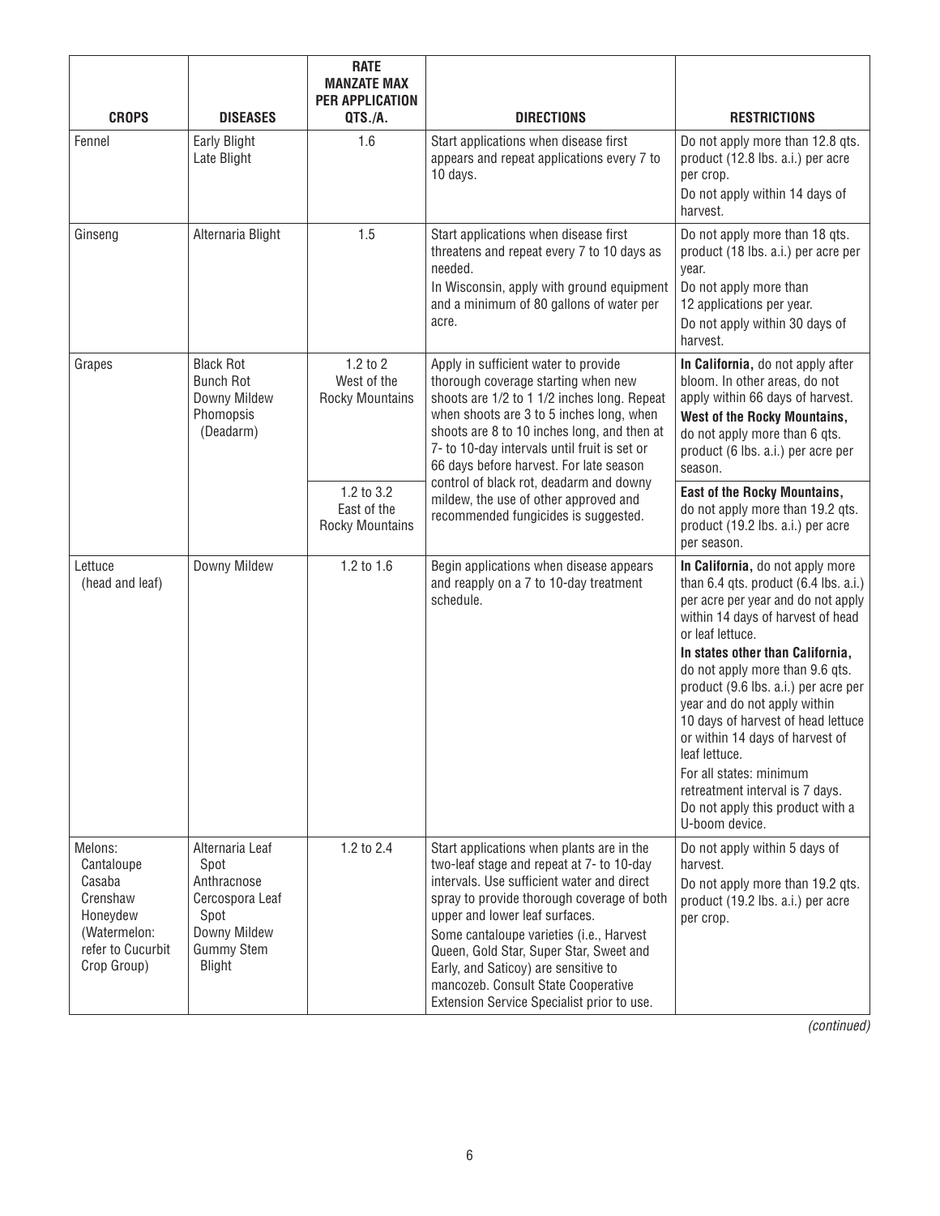| CROPS | DISEASES | RATE MANZATE MAX PER APPLICATION QTS./A. | DIRECTIONS | RESTRICTIONS |
|---|---|---|---|---|
| Fennel | Early Blight<br>Late Blight | 1.6 | Start applications when disease first appears and repeat applications every 7 to 10 days. | Do not apply more than 12.8 qts. product (12.8 lbs. a.i.) per acre per crop.<br>Do not apply within 14 days of harvest. |
| Ginseng | Alternaria Blight | 1.5 | Start applications when disease first threatens and repeat every 7 to 10 days as needed.<br>In Wisconsin, apply with ground equipment and a minimum of 80 gallons of water per acre. | Do not apply more than 18 qts. product (18 lbs. a.i.) per acre per year.<br>Do not apply more than 12 applications per year.<br>Do not apply within 30 days of harvest. |
| Grapes | Black Rot<br>Bunch Rot<br>Downy Mildew<br>Phomopsis (Deadarm) | 1.2 to 2<br>West of the Rocky Mountains | Apply in sufficient water to provide thorough coverage starting when new shoots are 1/2 to 1 1/2 inches long. Repeat when shoots are 3 to 5 inches long, when shoots are 8 to 10 inches long, and then at 7- to 10-day intervals until fruit is set or 66 days before harvest. For late season control of black rot, deadarm and downy mildew, the use of other approved and recommended fungicides is suggested. | **In California,** do not apply after bloom. In other areas, do not apply within 66 days of harvest.<br>**West of the Rocky Mountains,** do not apply more than 6 qts. product (6 lbs. a.i.) per acre per season. |
| | | 1.2 to 3.2<br>East of the Rocky Mountains | | **East of the Rocky Mountains,** do not apply more than 19.2 qts. product (19.2 lbs. a.i.) per acre per season. |
| Lettuce (head and leaf) | Downy Mildew | 1.2 to 1.6 | Begin applications when disease appears and reapply on a 7 to 10-day treatment schedule. | **In California,** do not apply more than 6.4 qts. product (6.4 lbs. a.i.) per acre per year and do not apply within 14 days of harvest of head or leaf lettuce.<br>**In states other than California,** do not apply more than 9.6 qts. product (9.6 lbs. a.i.) per acre per year and do not apply within 10 days of harvest of head lettuce or within 14 days of harvest of leaf lettuce.<br>For all states: minimum retreatment interval is 7 days.<br>Do not apply this product with a U-boom device. |
| Melons:<br>Cantaloupe<br>Casaba<br>Crenshaw<br>Honeydew<br>(Watermelon: refer to Cucurbit Crop Group) | Alternaria Leaf Spot<br>Anthracnose<br>Cercospora Leaf Spot<br>Downy Mildew<br>Gummy Stem Blight | 1.2 to 2.4 | Start applications when plants are in the two-leaf stage and repeat at 7- to 10-day intervals. Use sufficient water and direct spray to provide thorough coverage of both upper and lower leaf surfaces.<br>Some cantaloupe varieties (i.e., Harvest Queen, Gold Star, Super Star, Sweet and Early, and Saticoy) are sensitive to mancozeb. Consult State Cooperative Extension Service Specialist prior to use. | Do not apply within 5 days of harvest.<br>Do not apply more than 19.2 qts. product (19.2 lbs. a.i.) per acre per crop. |

*(continued)*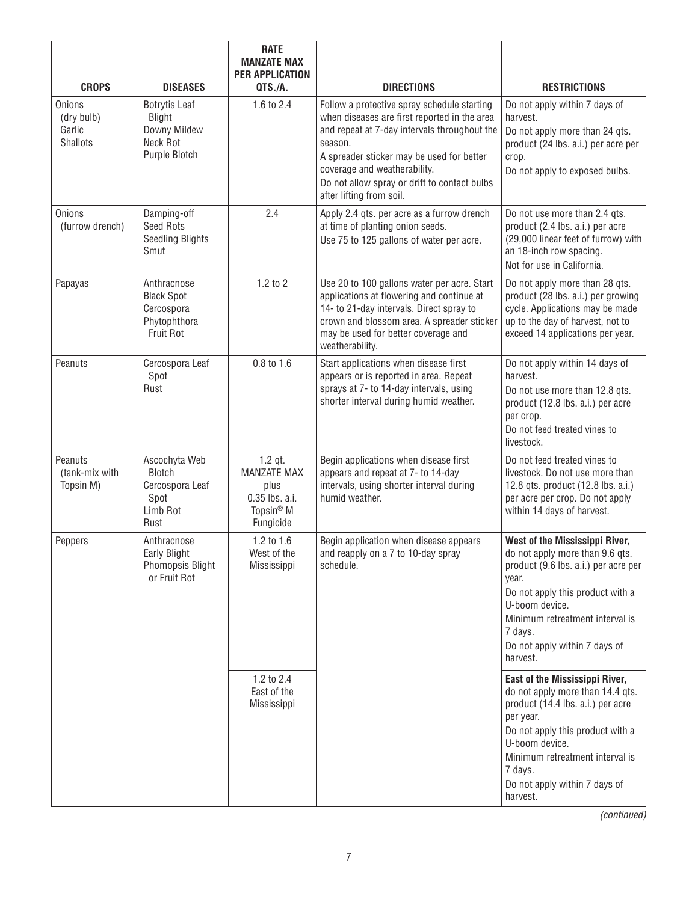| CROPS | DISEASES | RATE MANZATE MAX PER APPLICATION QTS./A. | DIRECTIONS | RESTRICTIONS |
|---|---|---|---|---|
| Onions (dry bulb) Garlic Shallots | Botrytis Leaf Blight Downy Mildew Neck Rot Purple Blotch | 1.6 to 2.4 | Follow a protective spray schedule starting when diseases are first reported in the area and repeat at 7-day intervals throughout the season. A spreader sticker may be used for better coverage and weatherability. Do not allow spray or drift to contact bulbs after lifting from soil. | Do not apply within 7 days of harvest. Do not apply more than 24 qts. product (24 lbs. a.i.) per acre per crop. Do not apply to exposed bulbs. |
| Onions (furrow drench) | Damping-off Seed Rots Seedling Blights Smut | 2.4 | Apply 2.4 qts. per acre as a furrow drench at time of planting onion seeds. Use 75 to 125 gallons of water per acre. | Do not use more than 2.4 qts. product (2.4 lbs. a.i.) per acre (29,000 linear feet of furrow) with an 18-inch row spacing. Not for use in California. |
| Papayas | Anthracnose Black Spot Cercospora Phytophthora Fruit Rot | 1.2 to 2 | Use 20 to 100 gallons water per acre. Start applications at flowering and continue at 14- to 21-day intervals. Direct spray to crown and blossom area. A spreader sticker may be used for better coverage and weatherability. | Do not apply more than 28 qts. product (28 lbs. a.i.) per growing cycle. Applications may be made up to the day of harvest, not to exceed 14 applications per year. |
| Peanuts | Cercospora Leaf Spot Rust | 0.8 to 1.6 | Start applications when disease first appears or is reported in area. Repeat sprays at 7- to 14-day intervals, using shorter interval during humid weather. | Do not apply within 14 days of harvest. Do not use more than 12.8 qts. product (12.8 lbs. a.i.) per acre per crop. Do not feed treated vines to livestock. |
| Peanuts (tank-mix with Topsin M) | Ascochyta Web Blotch Cercospora Leaf Spot Limb Rot Rust | 1.2 qt. MANZATE MAX plus 0.35 lbs. a.i. Topsin® M Fungicide | Begin applications when disease first appears and repeat at 7- to 14-day intervals, using shorter interval during humid weather. | Do not feed treated vines to livestock. Do not use more than 12.8 qts. product (12.8 lbs. a.i.) per acre per crop. Do not apply within 14 days of harvest. |
| Peppers | Anthracnose Early Blight Phomopsis Blight or Fruit Rot | 1.2 to 1.6 West of the Mississippi | Begin application when disease appears and reapply on a 7 to 10-day spray schedule. | **West of the Mississippi River,** do not apply more than 9.6 qts. product (9.6 lbs. a.i.) per acre per year. Do not apply this product with a U-boom device. Minimum retreatment interval is 7 days. Do not apply within 7 days of harvest. |
| | | 1.2 to 2.4 East of the Mississippi | | **East of the Mississippi River,** do not apply more than 14.4 qts. product (14.4 lbs. a.i.) per acre per year. Do not apply this product with a U-boom device. Minimum retreatment interval is 7 days. Do not apply within 7 days of harvest. |

*(continued)*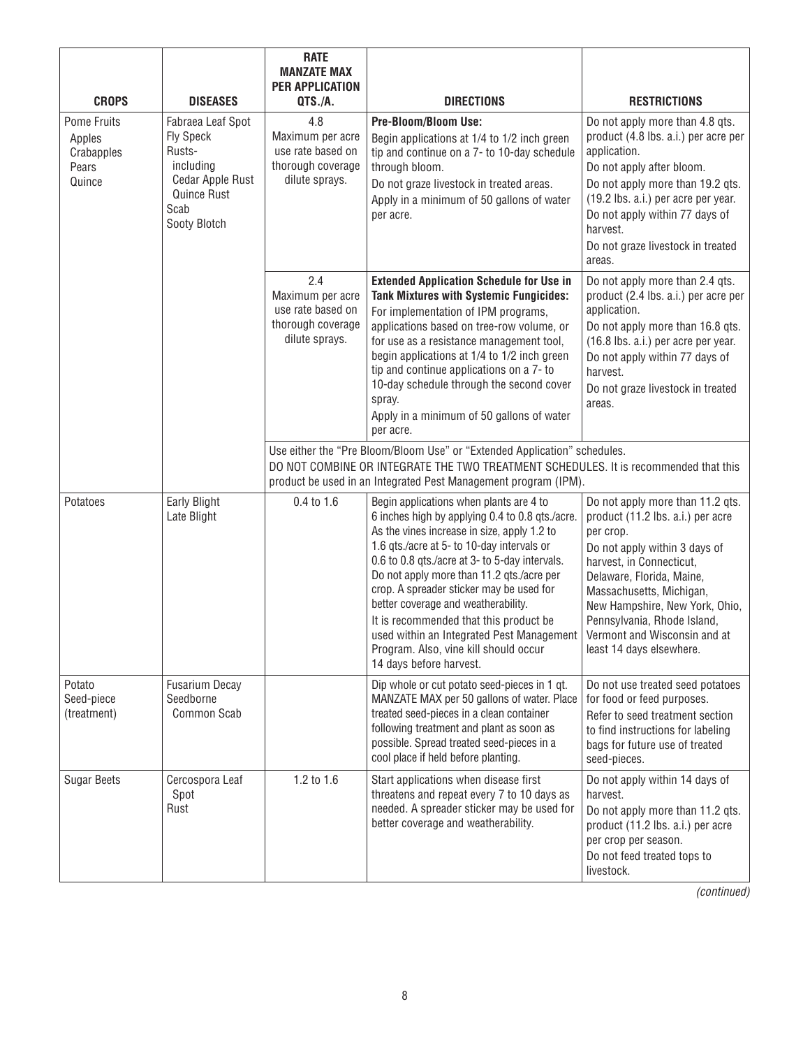| CROPS | DISEASES | RATE MANZATE MAX PER APPLICATION QTS./A. | DIRECTIONS | RESTRICTIONS |
|---|---|---|---|---|
| Pome Fruits<br>Apples<br>Crabapples<br>Pears<br>Quince | Fabraea Leaf Spot<br>Fly Speck<br>Rusts- including Cedar Apple Rust<br>Quince Rust<br>Scab<br>Sooty Blotch | 4.8<br>Maximum per acre use rate based on thorough coverage dilute sprays. | **Pre-Bloom/Bloom Use:**<br>Begin applications at 1/4 to 1/2 inch green tip and continue on a 7- to 10-day schedule through bloom.<br>Do not graze livestock in treated areas.<br>Apply in a minimum of 50 gallons of water per acre. | Do not apply more than 4.8 qts. product (4.8 lbs. a.i.) per acre per application.<br>Do not apply after bloom.<br>Do not apply more than 19.2 qts. (19.2 lbs. a.i.) per acre per year.<br>Do not apply within 77 days of harvest.<br>Do not graze livestock in treated areas. |
| | | 2.4<br>Maximum per acre use rate based on thorough coverage dilute sprays. | **Extended Application Schedule for Use in Tank Mixtures with Systemic Fungicides:**<br>For implementation of IPM programs, applications based on tree-row volume, or for use as a resistance management tool, begin applications at 1/4 to 1/2 inch green tip and continue applications on a 7- to 10-day schedule through the second cover spray.<br>Apply in a minimum of 50 gallons of water per acre. | Do not apply more than 2.4 qts. product (2.4 lbs. a.i.) per acre per application.<br>Do not apply more than 16.8 qts. (16.8 lbs. a.i.) per acre per year.<br>Do not apply within 77 days of harvest.<br>Do not graze livestock in treated areas. |
| | | Use either the "Pre Bloom/Bloom Use" or "Extended Application" schedules.<br>DO NOT COMBINE OR INTEGRATE THE TWO TREATMENT SCHEDULES. It is recommended that this product be used in an Integrated Pest Management program (IPM). | | |
| Potatoes | Early Blight<br>Late Blight | 0.4 to 1.6 | Begin applications when plants are 4 to 6 inches high by applying 0.4 to 0.8 qts./acre. As the vines increase in size, apply 1.2 to 1.6 qts./acre at 5- to 10-day intervals or 0.6 to 0.8 qts./acre at 3- to 5-day intervals. Do not apply more than 11.2 qts./acre per crop. A spreader sticker may be used for better coverage and weatherability.<br>It is recommended that this product be used within an Integrated Pest Management Program. Also, vine kill should occur 14 days before harvest. | Do not apply more than 11.2 qts. product (11.2 lbs. a.i.) per acre per crop.<br>Do not apply within 3 days of harvest, in Connecticut, Delaware, Florida, Maine, Massachusetts, Michigan, New Hampshire, New York, Ohio, Pennsylvania, Rhode Island, Vermont and Wisconsin and at least 14 days elsewhere. |
| Potato Seed-piece (treatment) | Fusarium Decay<br>Seedborne Common Scab | | Dip whole or cut potato seed-pieces in 1 qt. MANZATE MAX per 50 gallons of water. Place treated seed-pieces in a clean container following treatment and plant as soon as possible. Spread treated seed-pieces in a cool place if held before planting. | Do not use treated seed potatoes for food or feed purposes.<br>Refer to seed treatment section to find instructions for labeling bags for future use of treated seed-pieces. |
| Sugar Beets | Cercospora Leaf Spot<br>Rust | 1.2 to 1.6 | Start applications when disease first threatens and repeat every 7 to 10 days as needed. A spreader sticker may be used for better coverage and weatherability. | Do not apply within 14 days of harvest.<br>Do not apply more than 11.2 qts. product (11.2 lbs. a.i.) per acre per crop per season.<br>Do not feed treated tops to livestock. |

*(continued)*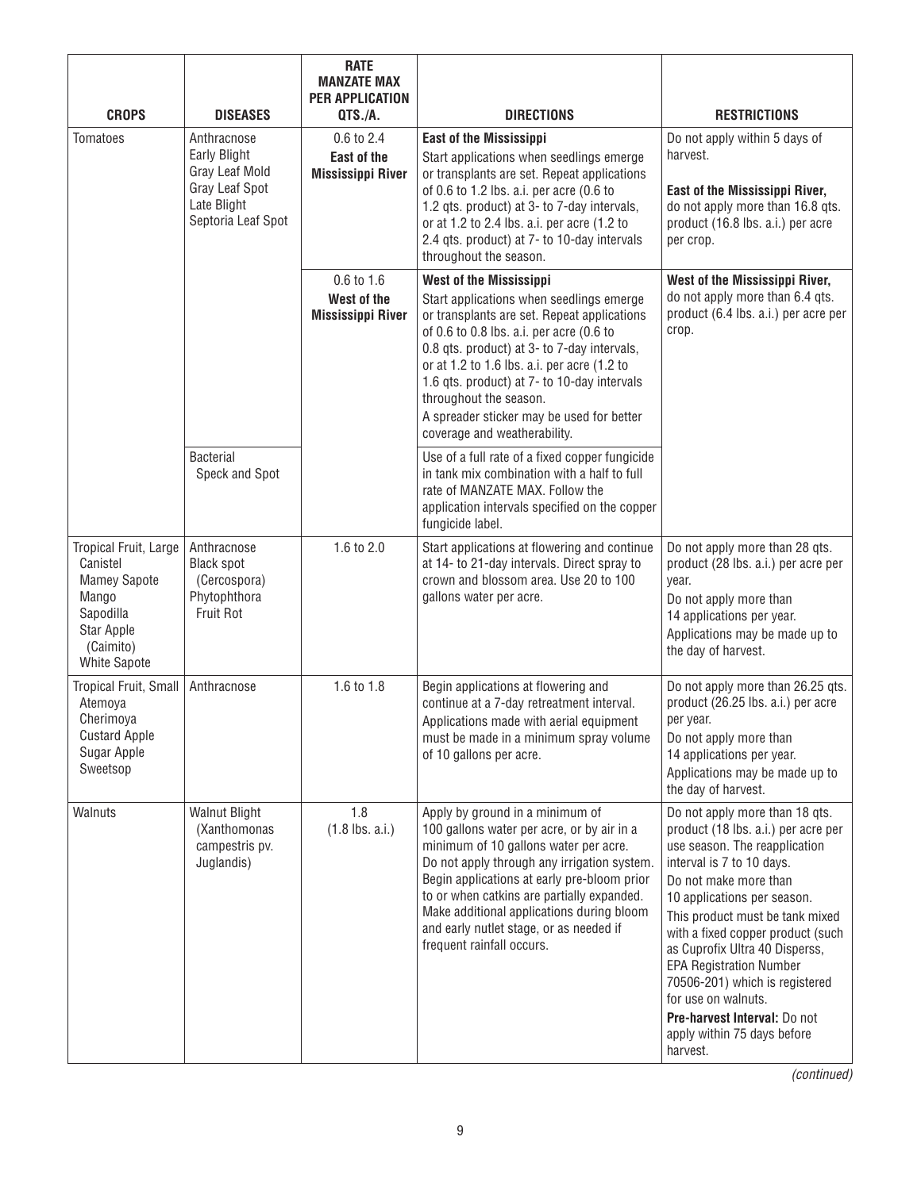| CROPS | DISEASES | RATE MANZATE MAX PER APPLICATION QTS./A. | DIRECTIONS | RESTRICTIONS |
|---|---|---|---|---|
| Tomatoes | Anthracnose<br>Early Blight<br>Gray Leaf Mold<br>Gray Leaf Spot<br>Late Blight<br>Septoria Leaf Spot | 0.6 to 2.4<br>**East of the Mississippi River** | **East of the Mississippi**<br>Start applications when seedlings emerge or transplants are set. Repeat applications of 0.6 to 1.2 lbs. a.i. per acre (0.6 to 1.2 qts. product) at 3- to 7-day intervals, or at 1.2 to 2.4 lbs. a.i. per acre (1.2 to 2.4 qts. product) at 7- to 10-day intervals throughout the season. | Do not apply within 5 days of harvest.<br>**East of the Mississippi River,** do not apply more than 16.8 qts. product (16.8 lbs. a.i.) per acre per crop. |
| | | 0.6 to 1.6<br>**West of the Mississippi River** | **West of the Mississippi**<br>Start applications when seedlings emerge or transplants are set. Repeat applications of 0.6 to 0.8 lbs. a.i. per acre (0.6 to 0.8 qts. product) at 3- to 7-day intervals, or at 1.2 to 1.6 lbs. a.i. per acre (1.2 to 1.6 qts. product) at 7- to 10-day intervals throughout the season.<br>A spreader sticker may be used for better coverage and weatherability. | **West of the Mississippi River,** do not apply more than 6.4 qts. product (6.4 lbs. a.i.) per acre per crop. |
| | Bacterial Speck and Spot | | Use of a full rate of a fixed copper fungicide in tank mix combination with a half to full rate of MANZATE MAX. Follow the application intervals specified on the copper fungicide label. | |
| Tropical Fruit, Large<br>Canistel<br>Mamey Sapote<br>Mango<br>Sapodilla<br>Star Apple (Caimito)<br>White Sapote | Anthracnose<br>Black spot (Cercospora)<br>Phytophthora Fruit Rot | 1.6 to 2.0 | Start applications at flowering and continue at 14- to 21-day intervals. Direct spray to crown and blossom area. Use 20 to 100 gallons water per acre. | Do not apply more than 28 qts. product (28 lbs. a.i.) per acre per year.<br>Do not apply more than 14 applications per year.<br>Applications may be made up to the day of harvest. |
| Tropical Fruit, Small<br>Atemoya<br>Cherimoya<br>Custard Apple<br>Sugar Apple<br>Sweetsop | Anthracnose | 1.6 to 1.8 | Begin applications at flowering and continue at a 7-day retreatment interval. Applications made with aerial equipment must be made in a minimum spray volume of 10 gallons per acre. | Do not apply more than 26.25 qts. product (26.25 lbs. a.i.) per acre per year.<br>Do not apply more than 14 applications per year.<br>Applications may be made up to the day of harvest. |
| Walnuts | Walnut Blight (Xanthomonas campestris pv. Juglandis) | 1.8<br>(1.8 lbs. a.i.) | Apply by ground in a minimum of 100 gallons water per acre, or by air in a minimum of 10 gallons water per acre. Do not apply through any irrigation system. Begin applications at early pre-bloom prior to or when catkins are partially expanded. Make additional applications during bloom and early nutlet stage, or as needed if frequent rainfall occurs. | Do not apply more than 18 qts. product (18 lbs. a.i.) per acre per use season. The reapplication interval is 7 to 10 days.<br>Do not make more than 10 applications per season.<br>This product must be tank mixed with a fixed copper product (such as Cuprofix Ultra 40 Disperss, EPA Registration Number 70506-201) which is registered for use on walnuts.<br>**Pre-harvest Interval:** Do not apply within 75 days before harvest. |

*(continued)*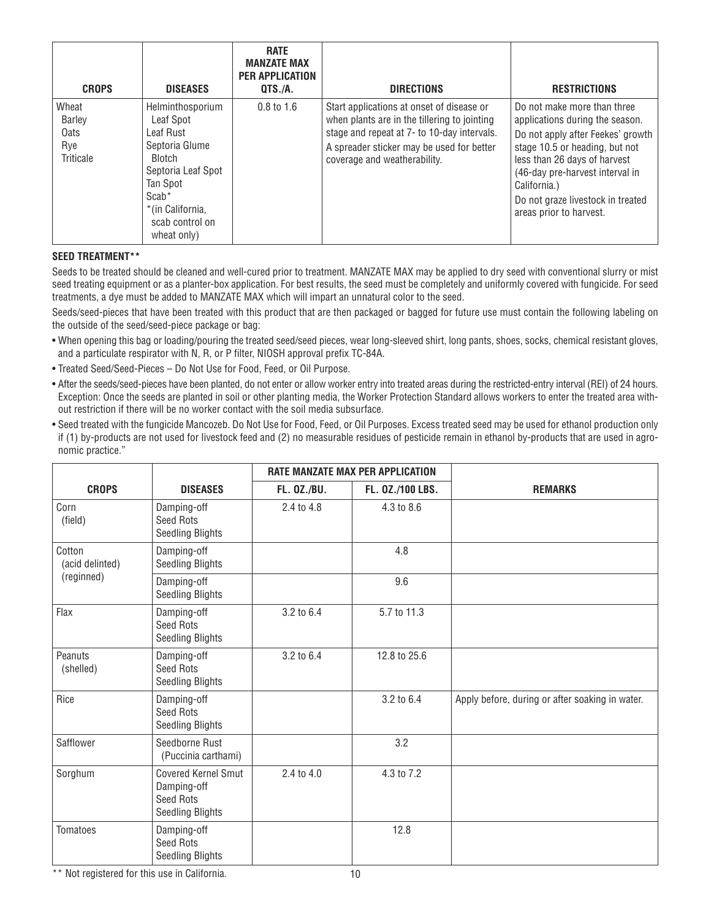| CROPS | DISEASES | RATE MANZATE MAX PER APPLICATION QTS./A. | DIRECTIONS | RESTRICTIONS |
|---|---|---|---|---|
| Wheat<br>Barley<br>Oats<br>Rye<br>Triticale | Helminthosporium Leaf Spot<br>Leaf Rust<br>Septoria Glume Blotch<br>Septoria Leaf Spot<br>Tan Spot<br>Scab*<br>*(in California, scab control on wheat only) | 0.8 to 1.6 | Start applications at onset of disease or when plants are in the tillering to jointing stage and repeat at 7- to 10-day intervals. A spreader sticker may be used for better coverage and weatherability. | Do not make more than three applications during the season.<br>Do not apply after Feekes' growth stage 10.5 or heading, but not less than 26 days of harvest (46-day pre-harvest interval in California.)<br>Do not graze livestock in treated areas prior to harvest. |

**SEED TREATMENT****

Seeds to be treated should be cleaned and well-cured prior to treatment. MANZATE MAX may be applied to dry seed with conventional slurry or mist seed treating equipment or as a planter-box application. For best results, the seed must be completely and uniformly covered with fungicide. For seed treatments, a dye must be added to MANZATE MAX which will impart an unnatural color to the seed.

Seeds/seed-pieces that have been treated with this product that are then packaged or bagged for future use must contain the following labeling on the outside of the seed/seed-piece package or bag:

- When opening this bag or loading/pouring the treated seed/seed pieces, wear long-sleeved shirt, long pants, shoes, socks, chemical resistant gloves, and a particulate respirator with N, R, or P filter, NIOSH approval prefix TC-84A.
- Treated Seed/Seed-Pieces – Do Not Use for Food, Feed, or Oil Purpose.
- After the seeds/seed-pieces have been planted, do not enter or allow worker entry into treated areas during the restricted-entry interval (REI) of 24 hours. Exception: Once the seeds are planted in soil or other planting media, the Worker Protection Standard allows workers to enter the treated area without restriction if there will be no worker contact with the soil media subsurface.
- Seed treated with the fungicide Mancozeb. Do Not Use for Food, Feed, or Oil Purposes. Excess treated seed may be used for ethanol production only if (1) by-products are not used for livestock feed and (2) no measurable residues of pesticide remain in ethanol by-products that are used in agronomic practice."

| CROPS | DISEASES | RATE MANZATE MAX PER APPLICATION | | REMARKS |
|---|---|---|---|---|
| | | FL. OZ./BU. | FL. OZ./100 LBS. | |
| Corn (field) | Damping-off<br>Seed Rots<br>Seedling Blights | 2.4 to 4.8 | 4.3 to 8.6 | |
| Cotton (acid delinted) | Damping-off<br>Seedling Blights | | 4.8 | |
| (reginned) | Damping-off<br>Seedling Blights | | 9.6 | |
| Flax | Damping-off<br>Seed Rots<br>Seedling Blights | 3.2 to 6.4 | 5.7 to 11.3 | |
| Peanuts (shelled) | Damping-off<br>Seed Rots<br>Seedling Blights | 3.2 to 6.4 | 12.8 to 25.6 | |
| Rice | Damping-off<br>Seed Rots<br>Seedling Blights | | 3.2 to 6.4 | Apply before, during or after soaking in water. |
| Safflower | Seedborne Rust (Puccinia carthami) | | 3.2 | |
| Sorghum | Covered Kernel Smut<br>Damping-off<br>Seed Rots<br>Seedling Blights | 2.4 to 4.0 | 4.3 to 7.2 | |
| Tomatoes | Damping-off<br>Seed Rots<br>Seedling Blights | | 12.8 | |

** Not registered for this use in California.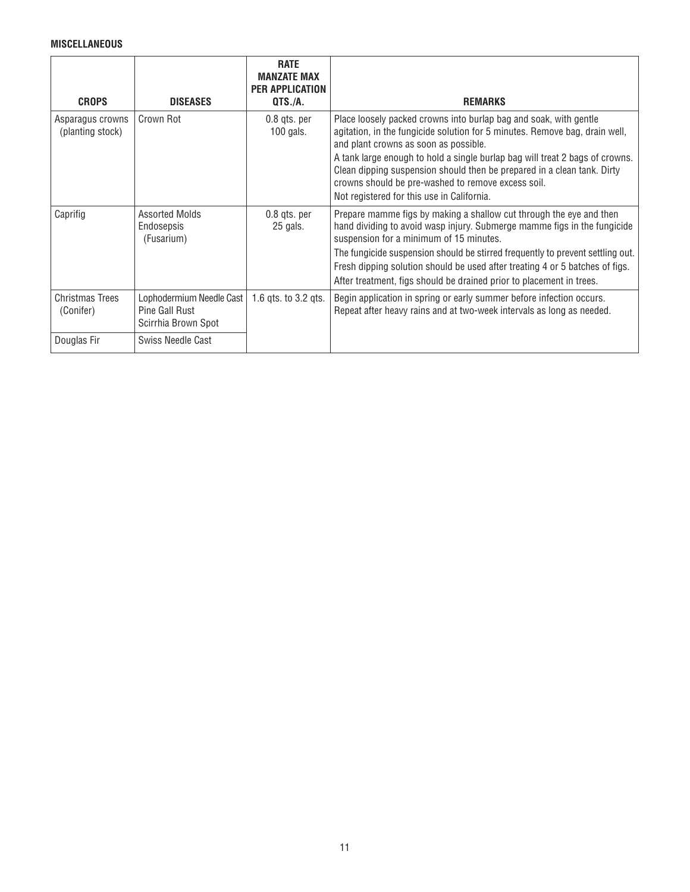**MISCELLANEOUS**

| CROPS | DISEASES | RATE MANZATE MAX PER APPLICATION QTS./A. | REMARKS |
|---|---|---|---|
| Asparagus crowns (planting stock) | Crown Rot | 0.8 qts. per 100 gals. | Place loosely packed crowns into burlap bag and soak, with gentle agitation, in the fungicide solution for 5 minutes. Remove bag, drain well, and plant crowns as soon as possible.<br>A tank large enough to hold a single burlap bag will treat 2 bags of crowns. Clean dipping suspension should then be prepared in a clean tank. Dirty crowns should be pre-washed to remove excess soil.<br>Not registered for this use in California. |
| Caprifig | Assorted Molds<br>Endosepsis (Fusarium) | 0.8 qts. per 25 gals. | Prepare mamme figs by making a shallow cut through the eye and then hand dividing to avoid wasp injury. Submerge mamme figs in the fungicide suspension for a minimum of 15 minutes.<br>The fungicide suspension should be stirred frequently to prevent settling out. Fresh dipping solution should be used after treating 4 or 5 batches of figs.<br>After treatment, figs should be drained prior to placement in trees. |
| Christmas Trees (Conifer) | Lophodermium Needle Cast<br>Pine Gall Rust<br>Scirrhia Brown Spot | 1.6 qts. to 3.2 qts. | Begin application in spring or early summer before infection occurs. Repeat after heavy rains and at two-week intervals as long as needed. |
| Douglas Fir | Swiss Needle Cast | | |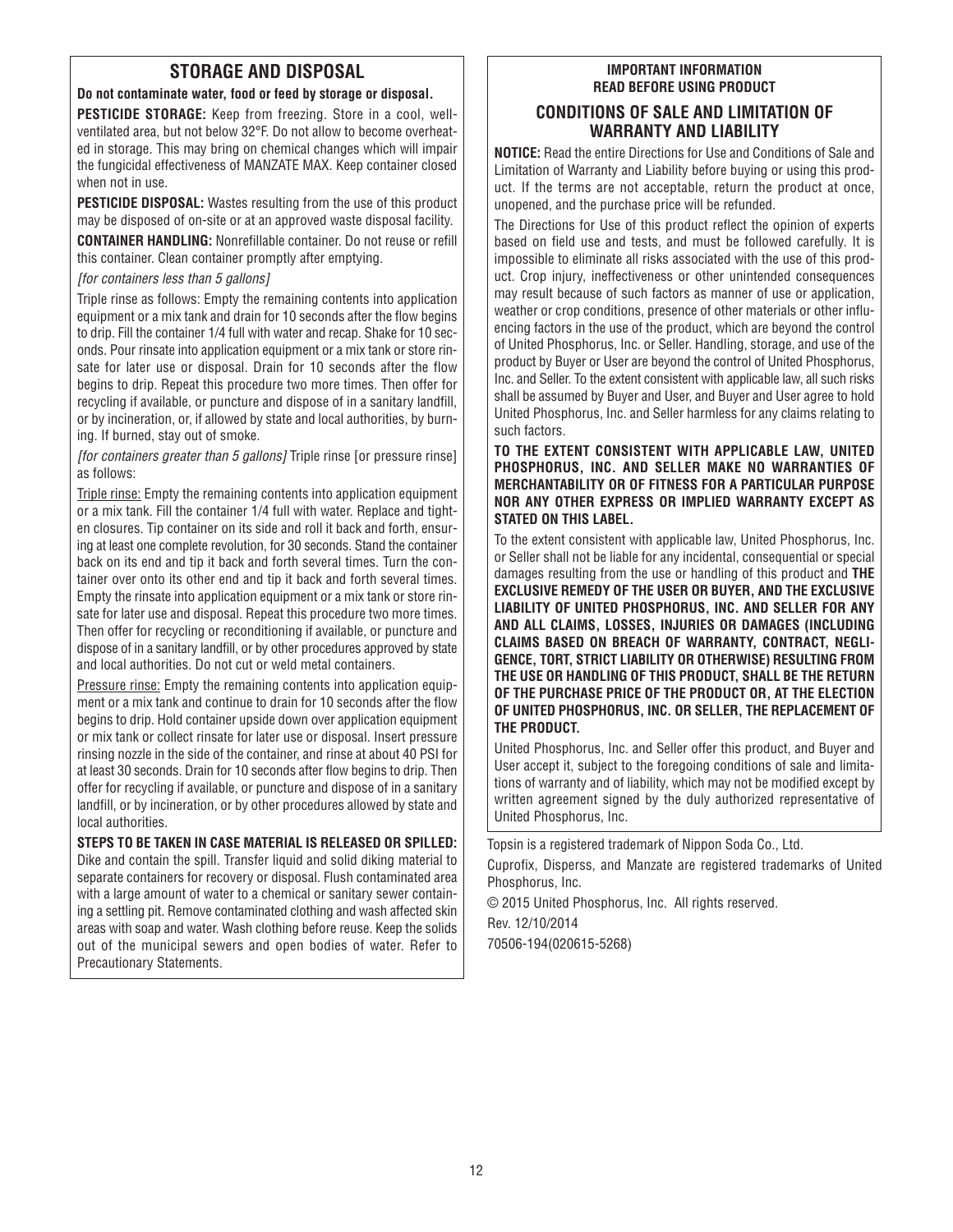## STORAGE AND DISPOSAL

**Do not contaminate water, food or feed by storage or disposal.**

**PESTICIDE STORAGE:** Keep from freezing. Store in a cool, well-ventilated area, but not below 32°F. Do not allow to become overheated in storage. This may bring on chemical changes which will impair the fungicidal effectiveness of MANZATE MAX. Keep container closed when not in use.

**PESTICIDE DISPOSAL:** Wastes resulting from the use of this product may be disposed of on-site or at an approved waste disposal facility.

**CONTAINER HANDLING:** Nonrefillable container. Do not reuse or refill this container. Clean container promptly after emptying.

*[for containers less than 5 gallons]*

Triple rinse as follows: Empty the remaining contents into application equipment or a mix tank and drain for 10 seconds after the flow begins to drip. Fill the container 1/4 full with water and recap. Shake for 10 seconds. Pour rinsate into application equipment or a mix tank or store rinsate for later use or disposal. Drain for 10 seconds after the flow begins to drip. Repeat this procedure two more times. Then offer for recycling if available, or puncture and dispose of in a sanitary landfill, or by incineration, or, if allowed by state and local authorities, by burning. If burned, stay out of smoke.

*[for containers greater than 5 gallons]* Triple rinse [or pressure rinse] as follows:

Triple rinse: Empty the remaining contents into application equipment or a mix tank. Fill the container 1/4 full with water. Replace and tighten closures. Tip container on its side and roll it back and forth, ensuring at least one complete revolution, for 30 seconds. Stand the container back on its end and tip it back and forth several times. Turn the container over onto its other end and tip it back and forth several times. Empty the rinsate into application equipment or a mix tank or store rinsate for later use and disposal. Repeat this procedure two more times. Then offer for recycling or reconditioning if available, or puncture and dispose of in a sanitary landfill, or by other procedures approved by state and local authorities. Do not cut or weld metal containers.

Pressure rinse: Empty the remaining contents into application equipment or a mix tank and continue to drain for 10 seconds after the flow begins to drip. Hold container upside down over application equipment or mix tank or collect rinsate for later use or disposal. Insert pressure rinsing nozzle in the side of the container, and rinse at about 40 PSI for at least 30 seconds. Drain for 10 seconds after flow begins to drip. Then offer for recycling if available, or puncture and dispose of in a sanitary landfill, or by incineration, or by other procedures allowed by state and local authorities.

**STEPS TO BE TAKEN IN CASE MATERIAL IS RELEASED OR SPILLED:** Dike and contain the spill. Transfer liquid and solid diking material to separate containers for recovery or disposal. Flush contaminated area with a large amount of water to a chemical or sanitary sewer containing a settling pit. Remove contaminated clothing and wash affected skin areas with soap and water. Wash clothing before reuse. Keep the solids out of the municipal sewers and open bodies of water. Refer to Precautionary Statements.

**IMPORTANT INFORMATION**
**READ BEFORE USING PRODUCT**

## CONDITIONS OF SALE AND LIMITATION OF WARRANTY AND LIABILITY

**NOTICE:** Read the entire Directions for Use and Conditions of Sale and Limitation of Warranty and Liability before buying or using this product. If the terms are not acceptable, return the product at once, unopened, and the purchase price will be refunded.

The Directions for Use of this product reflect the opinion of experts based on field use and tests, and must be followed carefully. It is impossible to eliminate all risks associated with the use of this product. Crop injury, ineffectiveness or other unintended consequences may result because of such factors as manner of use or application, weather or crop conditions, presence of other materials or other influencing factors in the use of the product, which are beyond the control of United Phosphorus, Inc. or Seller. Handling, storage, and use of the product by Buyer or User are beyond the control of United Phosphorus, Inc. and Seller. To the extent consistent with applicable law, all such risks shall be assumed by Buyer and User, and Buyer and User agree to hold United Phosphorus, Inc. and Seller harmless for any claims relating to such factors.

**TO THE EXTENT CONSISTENT WITH APPLICABLE LAW, UNITED PHOSPHORUS, INC. AND SELLER MAKE NO WARRANTIES OF MERCHANTABILITY OR OF FITNESS FOR A PARTICULAR PURPOSE NOR ANY OTHER EXPRESS OR IMPLIED WARRANTY EXCEPT AS STATED ON THIS LABEL.**

To the extent consistent with applicable law, United Phosphorus, Inc. or Seller shall not be liable for any incidental, consequential or special damages resulting from the use or handling of this product and **THE EXCLUSIVE REMEDY OF THE USER OR BUYER, AND THE EXCLUSIVE LIABILITY OF UNITED PHOSPHORUS, INC. AND SELLER FOR ANY AND ALL CLAIMS, LOSSES, INJURIES OR DAMAGES (INCLUDING CLAIMS BASED ON BREACH OF WARRANTY, CONTRACT, NEGLIGENCE, TORT, STRICT LIABILITY OR OTHERWISE) RESULTING FROM THE USE OR HANDLING OF THIS PRODUCT, SHALL BE THE RETURN OF THE PURCHASE PRICE OF THE PRODUCT OR, AT THE ELECTION OF UNITED PHOSPHORUS, INC. OR SELLER, THE REPLACEMENT OF THE PRODUCT.**

United Phosphorus, Inc. and Seller offer this product, and Buyer and User accept it, subject to the foregoing conditions of sale and limitations of warranty and of liability, which may not be modified except by written agreement signed by the duly authorized representative of United Phosphorus, Inc.

Topsin is a registered trademark of Nippon Soda Co., Ltd.

Cuprofix, Disperss, and Manzate are registered trademarks of United Phosphorus, Inc.

© 2015 United Phosphorus, Inc. All rights reserved.

Rev. 12/10/2014

70506-194(020615-5268)